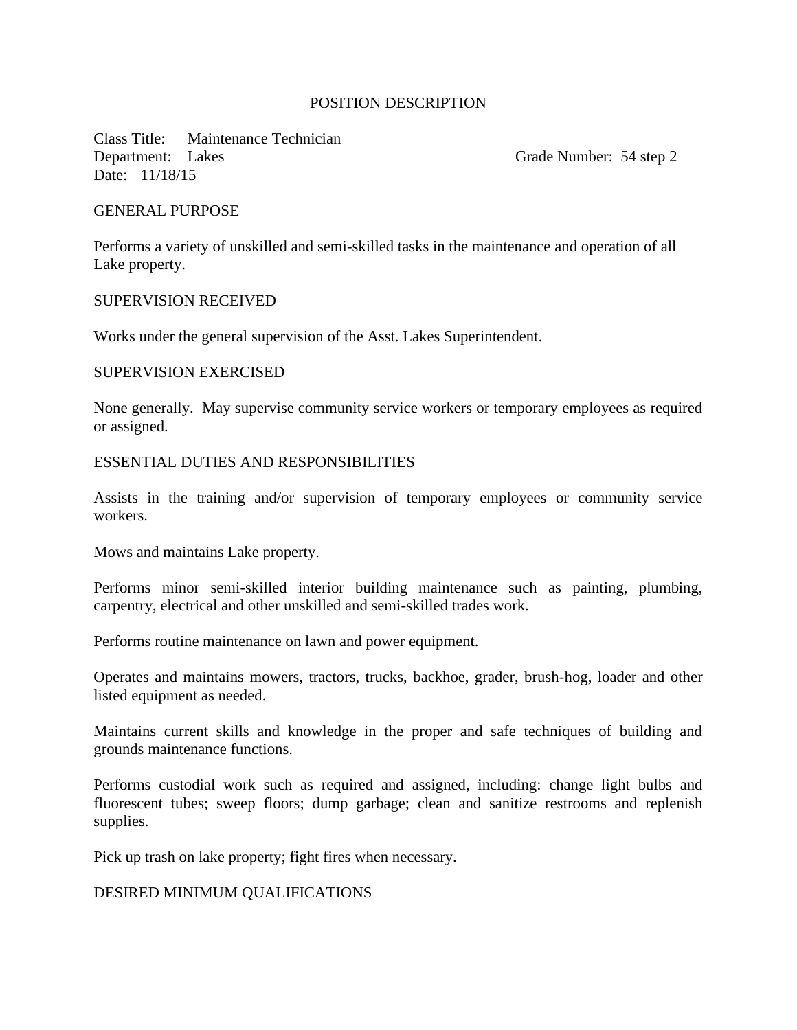# POSITION DESCRIPTION

Class Title: Maintenance Technician
Department: Lakes Grade Number: 54 step 2
Date: 11/18/15

## GENERAL PURPOSE

Performs a variety of unskilled and semi-skilled tasks in the maintenance and operation of all Lake property.

## SUPERVISION RECEIVED

Works under the general supervision of the Asst. Lakes Superintendent.

## SUPERVISION EXERCISED

None generally. May supervise community service workers or temporary employees as required or assigned.

## ESSENTIAL DUTIES AND RESPONSIBILITIES

Assists in the training and/or supervision of temporary employees or community service workers.

Mows and maintains Lake property.

Performs minor semi-skilled interior building maintenance such as painting, plumbing, carpentry, electrical and other unskilled and semi-skilled trades work.

Performs routine maintenance on lawn and power equipment.

Operates and maintains mowers, tractors, trucks, backhoe, grader, brush-hog, loader and other listed equipment as needed.

Maintains current skills and knowledge in the proper and safe techniques of building and grounds maintenance functions.

Performs custodial work such as required and assigned, including: change light bulbs and fluorescent tubes; sweep floors; dump garbage; clean and sanitize restrooms and replenish supplies.

Pick up trash on lake property; fight fires when necessary.

## DESIRED MINIMUM QUALIFICATIONS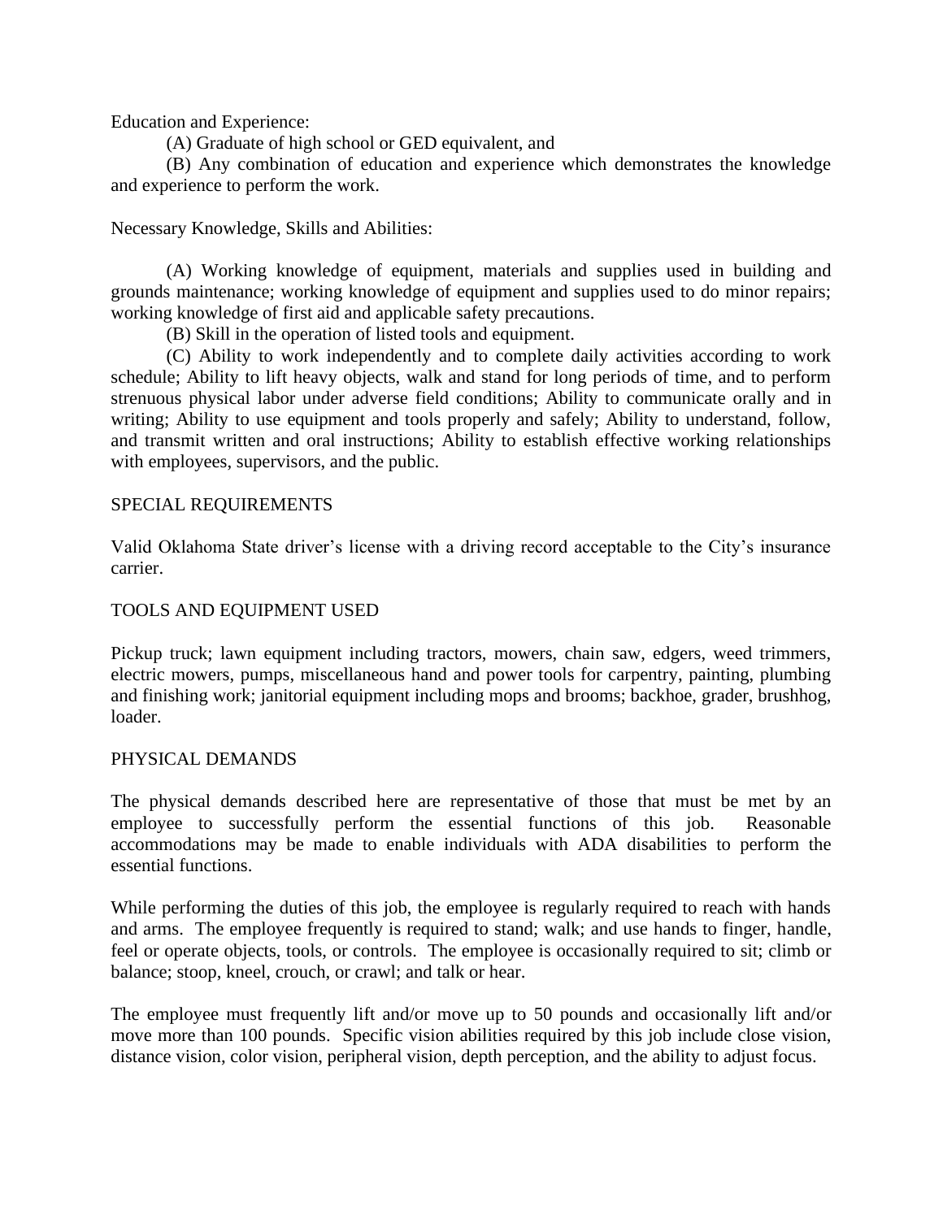Education and Experience:

(A) Graduate of high school or GED equivalent, and

(B) Any combination of education and experience which demonstrates the knowledge and experience to perform the work.

Necessary Knowledge, Skills and Abilities:

(A) Working knowledge of equipment, materials and supplies used in building and grounds maintenance; working knowledge of equipment and supplies used to do minor repairs; working knowledge of first aid and applicable safety precautions.

(B) Skill in the operation of listed tools and equipment.

(C) Ability to work independently and to complete daily activities according to work schedule; Ability to lift heavy objects, walk and stand for long periods of time, and to perform strenuous physical labor under adverse field conditions; Ability to communicate orally and in writing; Ability to use equipment and tools properly and safely; Ability to understand, follow, and transmit written and oral instructions; Ability to establish effective working relationships with employees, supervisors, and the public.

## SPECIAL REQUIREMENTS

Valid Oklahoma State driver's license with a driving record acceptable to the City's insurance carrier.

## TOOLS AND EQUIPMENT USED

Pickup truck; lawn equipment including tractors, mowers, chain saw, edgers, weed trimmers, electric mowers, pumps, miscellaneous hand and power tools for carpentry, painting, plumbing and finishing work; janitorial equipment including mops and brooms; backhoe, grader, brushhog, loader.

## PHYSICAL DEMANDS

The physical demands described here are representative of those that must be met by an employee to successfully perform the essential functions of this job. Reasonable accommodations may be made to enable individuals with ADA disabilities to perform the essential functions.

While performing the duties of this job, the employee is regularly required to reach with hands and arms. The employee frequently is required to stand; walk; and use hands to finger, handle, feel or operate objects, tools, or controls. The employee is occasionally required to sit; climb or balance; stoop, kneel, crouch, or crawl; and talk or hear.

The employee must frequently lift and/or move up to 50 pounds and occasionally lift and/or move more than 100 pounds. Specific vision abilities required by this job include close vision, distance vision, color vision, peripheral vision, depth perception, and the ability to adjust focus.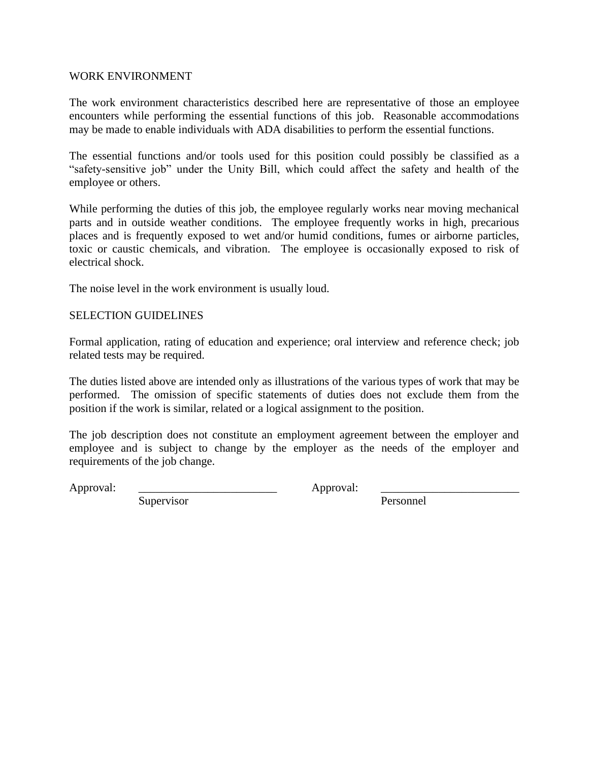## WORK ENVIRONMENT

The work environment characteristics described here are representative of those an employee encounters while performing the essential functions of this job. Reasonable accommodations may be made to enable individuals with ADA disabilities to perform the essential functions.

The essential functions and/or tools used for this position could possibly be classified as a “safety-sensitive job” under the Unity Bill, which could affect the safety and health of the employee or others.

While performing the duties of this job, the employee regularly works near moving mechanical parts and in outside weather conditions. The employee frequently works in high, precarious places and is frequently exposed to wet and/or humid conditions, fumes or airborne particles, toxic or caustic chemicals, and vibration. The employee is occasionally exposed to risk of electrical shock.

The noise level in the work environment is usually loud.

## SELECTION GUIDELINES

Formal application, rating of education and experience; oral interview and reference check; job related tests may be required.

The duties listed above are intended only as illustrations of the various types of work that may be performed. The omission of specific statements of duties does not exclude them from the position if the work is similar, related or a logical assignment to the position.

The job description does not constitute an employment agreement between the employer and employee and is subject to change by the employer as the needs of the employer and requirements of the job change.

Approval: ________________________ Approval: ________________________
Supervisor Personnel